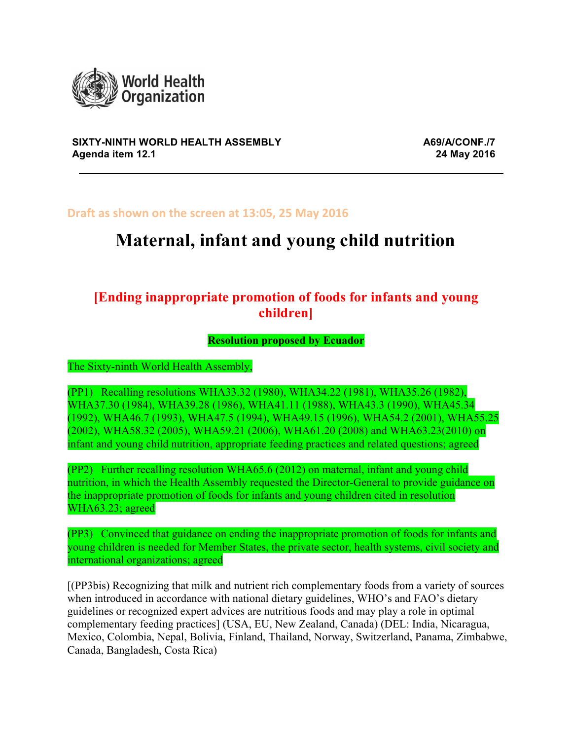World Health Organization

**SIXTY-NINTH WORLD HEALTH ASSEMBLY**
**Agenda item 12.1**

**A69/A/CONF./7**
**24 May 2016**

---

Draft as shown on the screen at 13:05, 25 May 2016

# Maternal, infant and young child nutrition

## [Ending inappropriate promotion of foods for infants and young children]

**Resolution proposed by Ecuador**

The Sixty-ninth World Health Assembly,

(PP1) Recalling resolutions WHA33.32 (1980), WHA34.22 (1981), WHA35.26 (1982), WHA37.30 (1984), WHA39.28 (1986), WHA41.11 (1988), WHA43.3 (1990), WHA45.34 (1992), WHA46.7 (1993), WHA47.5 (1994), WHA49.15 (1996), WHA54.2 (2001), WHA55.25 (2002), WHA58.32 (2005), WHA59.21 (2006), WHA61.20 (2008) and WHA63.23(2010) on infant and young child nutrition, appropriate feeding practices and related questions; agreed

(PP2) Further recalling resolution WHA65.6 (2012) on maternal, infant and young child nutrition, in which the Health Assembly requested the Director-General to provide guidance on the inappropriate promotion of foods for infants and young children cited in resolution WHA63.23; agreed

(PP3) Convinced that guidance on ending the inappropriate promotion of foods for infants and young children is needed for Member States, the private sector, health systems, civil society and international organizations; agreed

[(PP3bis) Recognizing that milk and nutrient rich complementary foods from a variety of sources when introduced in accordance with national dietary guidelines, WHO's and FAO's dietary guidelines or recognized expert advices are nutritious foods and may play a role in optimal complementary feeding practices] (USA, EU, New Zealand, Canada) (DEL: India, Nicaragua, Mexico, Colombia, Nepal, Bolivia, Finland, Thailand, Norway, Switzerland, Panama, Zimbabwe, Canada, Bangladesh, Costa Rica)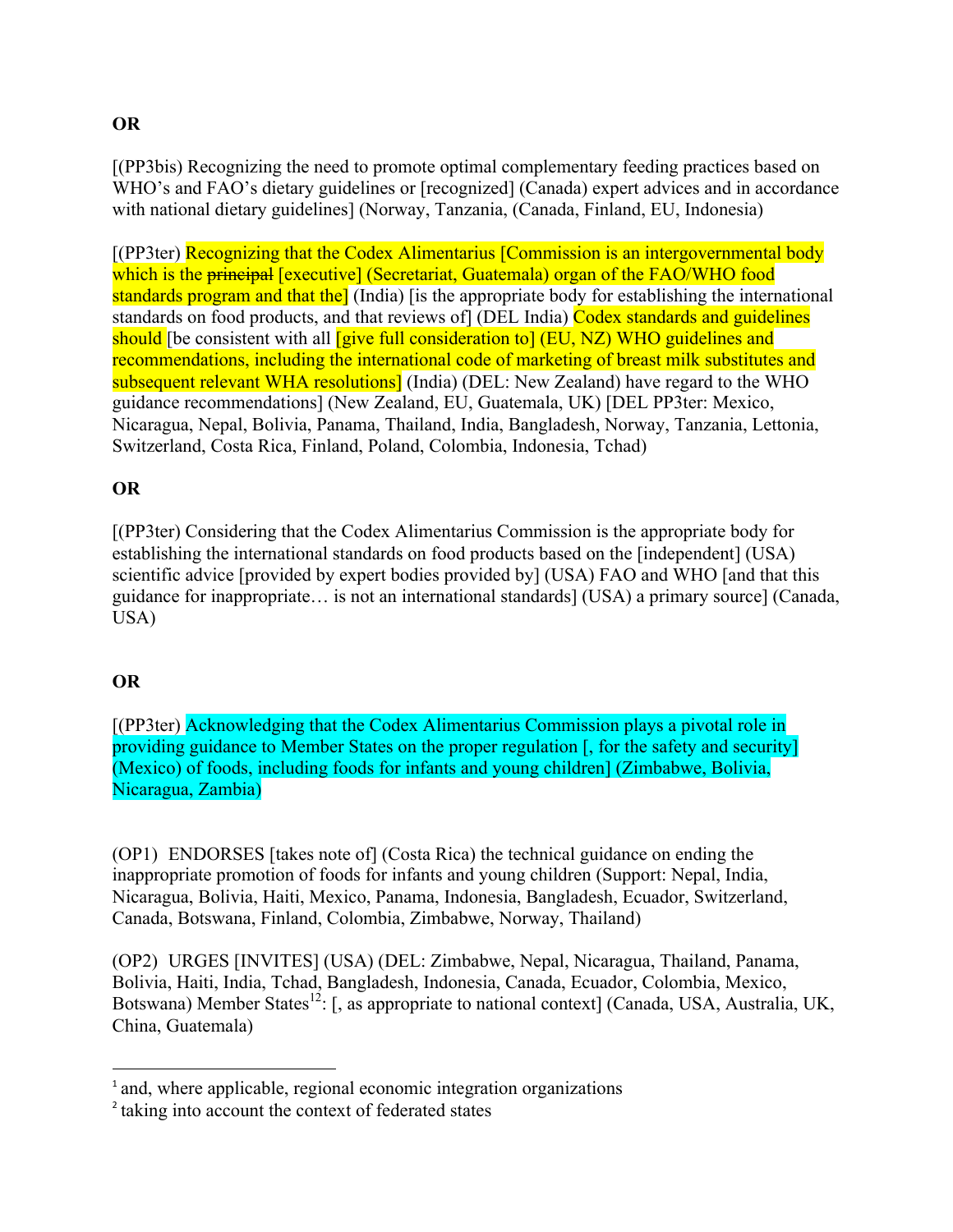**OR**

[(PP3bis) Recognizing the need to promote optimal complementary feeding practices based on WHO's and FAO's dietary guidelines or [recognized] (Canada) expert advices and in accordance with national dietary guidelines] (Norway, Tanzania, (Canada, Finland, EU, Indonesia)

[(PP3ter) Recognizing that the Codex Alimentarius [Commission is an intergovernmental body which is the ~~principal~~ [executive] (Secretariat, Guatemala) organ of the FAO/WHO food standards program and that the] (India) [is the appropriate body for establishing the international standards on food products, and that reviews of] (DEL India) Codex standards and guidelines should [be consistent with all [give full consideration to] (EU, NZ) WHO guidelines and recommendations, including the international code of marketing of breast milk substitutes and subsequent relevant WHA resolutions] (India) (DEL: New Zealand) have regard to the WHO guidance recommendations] (New Zealand, EU, Guatemala, UK) [DEL PP3ter: Mexico, Nicaragua, Nepal, Bolivia, Panama, Thailand, India, Bangladesh, Norway, Tanzania, Lettonia, Switzerland, Costa Rica, Finland, Poland, Colombia, Indonesia, Tchad)

**OR**

[(PP3ter) Considering that the Codex Alimentarius Commission is the appropriate body for establishing the international standards on food products based on the [independent] (USA) scientific advice [provided by expert bodies provided by] (USA) FAO and WHO [and that this guidance for inappropriate… is not an international standards] (USA) a primary source] (Canada, USA)

**OR**

[(PP3ter) Acknowledging that the Codex Alimentarius Commission plays a pivotal role in providing guidance to Member States on the proper regulation [, for the safety and security] (Mexico) of foods, including foods for infants and young children] (Zimbabwe, Bolivia, Nicaragua, Zambia)

(OP1) ENDORSES [takes note of] (Costa Rica) the technical guidance on ending the inappropriate promotion of foods for infants and young children (Support: Nepal, India, Nicaragua, Bolivia, Haiti, Mexico, Panama, Indonesia, Bangladesh, Ecuador, Switzerland, Canada, Botswana, Finland, Colombia, Zimbabwe, Norway, Thailand)

(OP2) URGES [INVITES] (USA) (DEL: Zimbabwe, Nepal, Nicaragua, Thailand, Panama, Bolivia, Haiti, India, Tchad, Bangladesh, Indonesia, Canada, Ecuador, Colombia, Mexico, Botswana) Member States[1,2]: [, as appropriate to national context] (Canada, USA, Australia, UK, China, Guatemala)

---

[1] and, where applicable, regional economic integration organizations

[2] taking into account the context of federated states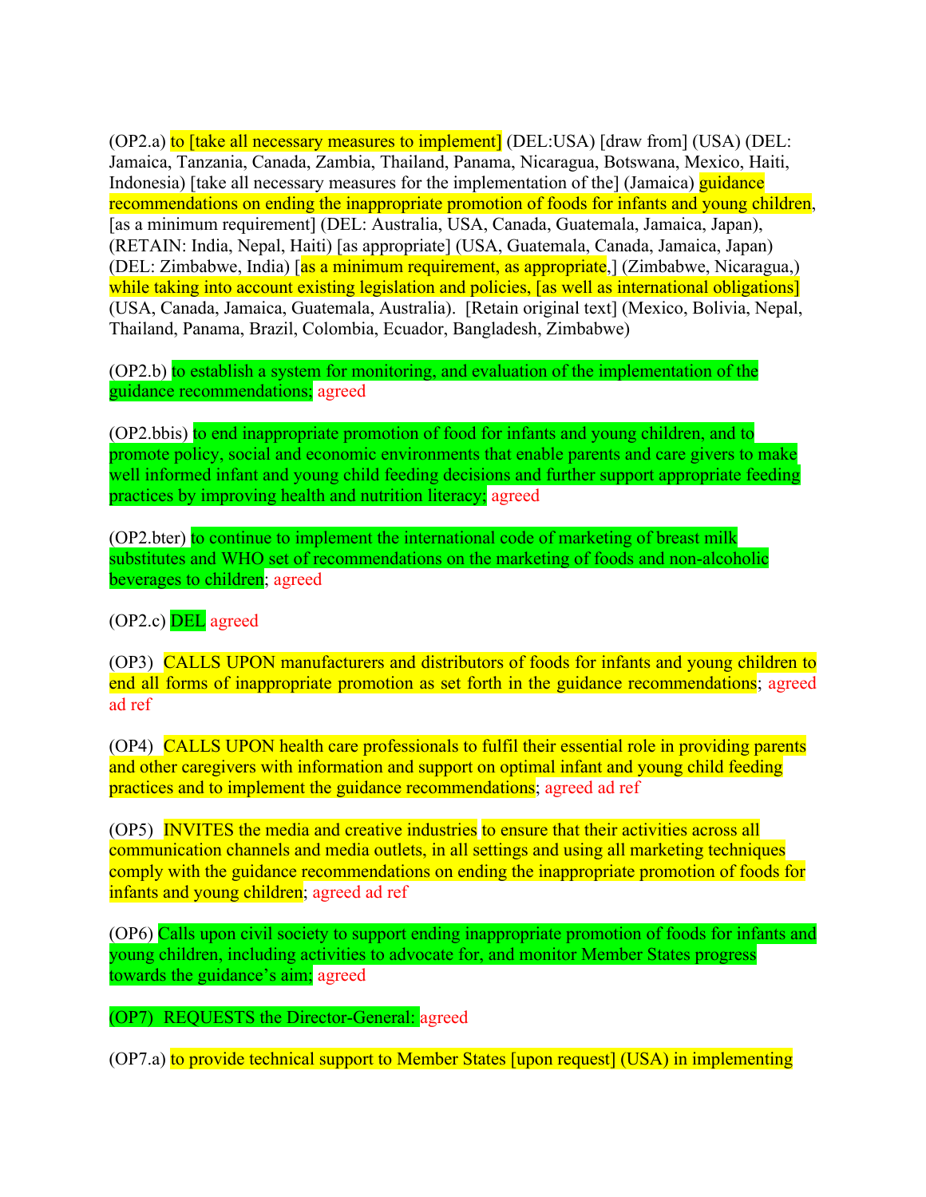(OP2.a) to [take all necessary measures to implement] (DEL:USA) [draw from] (USA) (DEL: Jamaica, Tanzania, Canada, Zambia, Thailand, Panama, Nicaragua, Botswana, Mexico, Haiti, Indonesia) [take all necessary measures for the implementation of the] (Jamaica) guidance recommendations on ending the inappropriate promotion of foods for infants and young children, [as a minimum requirement] (DEL: Australia, USA, Canada, Guatemala, Jamaica, Japan), (RETAIN: India, Nepal, Haiti) [as appropriate] (USA, Guatemala, Canada, Jamaica, Japan) (DEL: Zimbabwe, India) [as a minimum requirement, as appropriate,] (Zimbabwe, Nicaragua,) while taking into account existing legislation and policies, [as well as international obligations] (USA, Canada, Jamaica, Guatemala, Australia). [Retain original text] (Mexico, Bolivia, Nepal, Thailand, Panama, Brazil, Colombia, Ecuador, Bangladesh, Zimbabwe)

(OP2.b) to establish a system for monitoring, and evaluation of the implementation of the guidance recommendations; agreed

(OP2.bbis) to end inappropriate promotion of food for infants and young children, and to promote policy, social and economic environments that enable parents and care givers to make well informed infant and young child feeding decisions and further support appropriate feeding practices by improving health and nutrition literacy; agreed

(OP2.bter) to continue to implement the international code of marketing of breast milk substitutes and WHO set of recommendations on the marketing of foods and non-alcoholic beverages to children; agreed

(OP2.c) DEL agreed

(OP3) CALLS UPON manufacturers and distributors of foods for infants and young children to end all forms of inappropriate promotion as set forth in the guidance recommendations; agreed ad ref

(OP4) CALLS UPON health care professionals to fulfil their essential role in providing parents and other caregivers with information and support on optimal infant and young child feeding practices and to implement the guidance recommendations; agreed ad ref

(OP5) INVITES the media and creative industries to ensure that their activities across all communication channels and media outlets, in all settings and using all marketing techniques comply with the guidance recommendations on ending the inappropriate promotion of foods for infants and young children; agreed ad ref

(OP6) Calls upon civil society to support ending inappropriate promotion of foods for infants and young children, including activities to advocate for, and monitor Member States progress towards the guidance's aim; agreed

(OP7) REQUESTS the Director-General: agreed

(OP7.a) to provide technical support to Member States [upon request] (USA) in implementing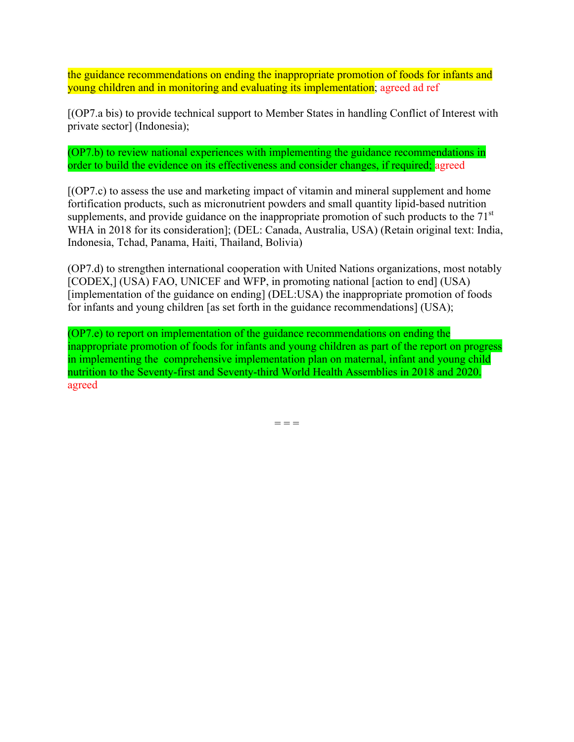the guidance recommendations on ending the inappropriate promotion of foods for infants and young children and in monitoring and evaluating its implementation; agreed ad ref

[(OP7.a bis) to provide technical support to Member States in handling Conflict of Interest with private sector] (Indonesia);

(OP7.b) to review national experiences with implementing the guidance recommendations in order to build the evidence on its effectiveness and consider changes, if required; agreed

[(OP7.c) to assess the use and marketing impact of vitamin and mineral supplement and home fortification products, such as micronutrient powders and small quantity lipid-based nutrition supplements, and provide guidance on the inappropriate promotion of such products to the 71st WHA in 2018 for its consideration]; (DEL: Canada, Australia, USA) (Retain original text: India, Indonesia, Tchad, Panama, Haiti, Thailand, Bolivia)

(OP7.d) to strengthen international cooperation with United Nations organizations, most notably [CODEX,] (USA) FAO, UNICEF and WFP, in promoting national [action to end] (USA) [implementation of the guidance on ending] (DEL:USA) the inappropriate promotion of foods for infants and young children [as set forth in the guidance recommendations] (USA);

(OP7.e) to report on implementation of the guidance recommendations on ending the inappropriate promotion of foods for infants and young children as part of the report on progress in implementing the comprehensive implementation plan on maternal, infant and young child nutrition to the Seventy-first and Seventy-third World Health Assemblies in 2018 and 2020. agreed

= = =